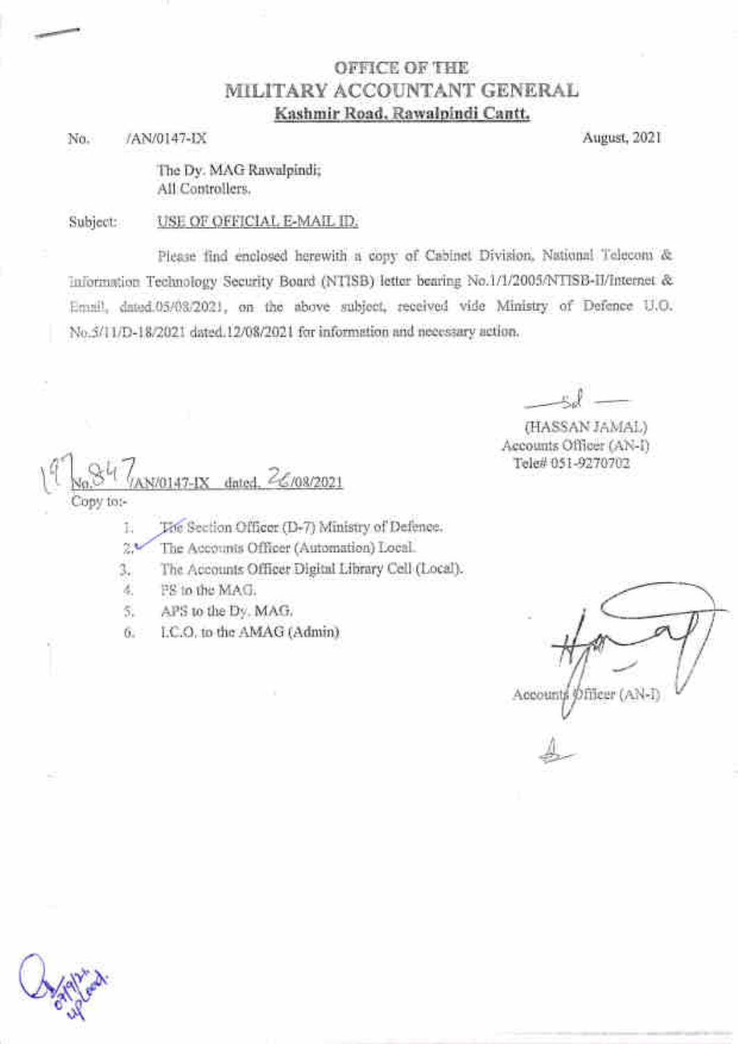# OFFICE OF THE MILITARY ACCOUNTANT GENERAL
**Kashmir Road, Rawalpindi Cantt.**

No. /AN/0147-IX August, 2021

The Dy. MAG Rawalpindi;
All Controllers.

Subject: USE OF OFFICIAL E-MAIL ID.

Please find enclosed herewith a copy of Cabinet Division, National Telecom & Information Technology Security Board (NTISB) letter bearing No.1/1/2005/NTISB-II/Internet & Email, dated.05/08/2021, on the above subject, received vide Ministry of Defence U.O. No.5/11/D-18/2021 dated.12/08/2021 for information and necessary action.

—Sd—

(HASSAN JAMAL)
Accounts Officer (AN-I)
Tele# 051-9270702

No.847/AN/0147-IX dated. 26/08/2021

Copy to:-

1. The Section Officer (D-7) Ministry of Defence.
2. The Accounts Officer (Automation) Local.
3. The Accounts Officer Digital Library Cell (Local).
4. PS to the MAG.
5. APS to the Dy. MAG.
6. I.C.O. to the AMAG (Admin)

Accounts Officer (AN-I)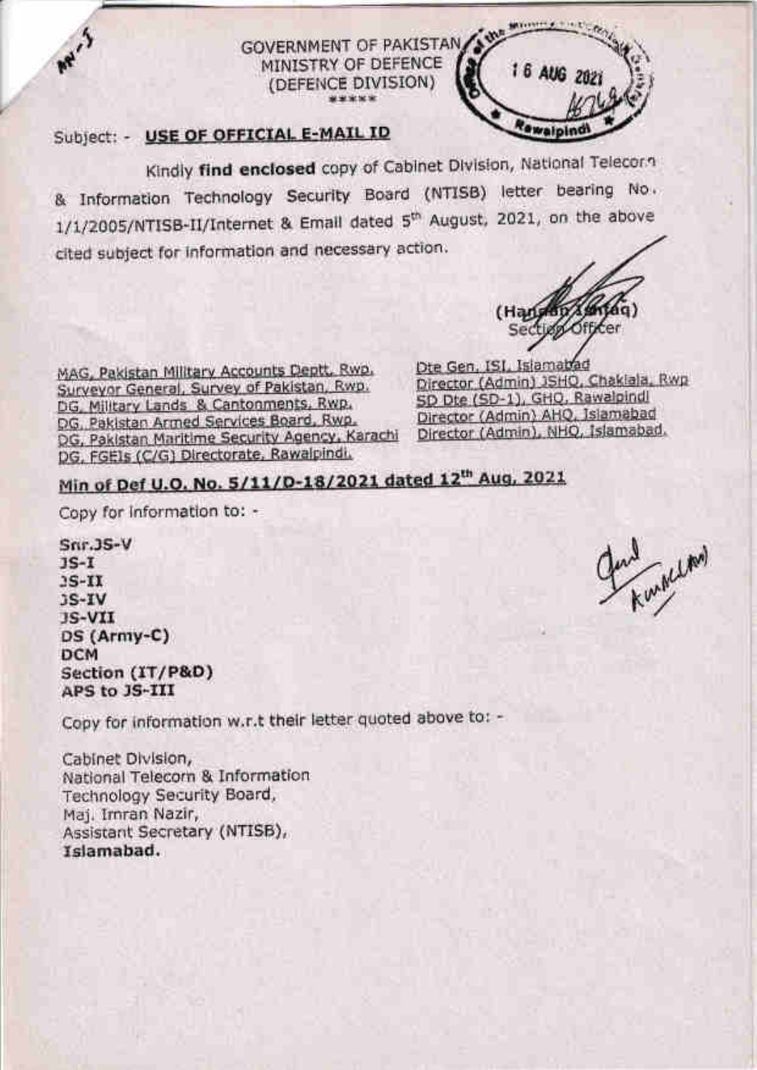GOVERNMENT OF PAKISTAN
MINISTRY OF DEFENCE
(DEFENCE DIVISION)
\*\*\*\*\*

Subject: - **USE OF OFFICIAL E-MAIL ID**

Kindly **find enclosed** copy of Cabinet Division, National Telecom & Information Technology Security Board (NTISB) letter bearing No. 1/1/2005/NTISB-II/Internet & Email dated 5th August, 2021, on the above cited subject for information and necessary action.

(Hannan Ishfaq)
Section Officer

MAG, Pakistan Military Accounts Deptt, Rwp.
Surveyor General, Survey of Pakistan, Rwp.
DG, Military Lands & Cantonments, Rwp.
DG, Pakistan Armed Services Board, Rwp.
DG, Pakistan Maritime Security Agency, Karachi
DG, FGEIs (C/G) Directorate, Rawalpindi.

Dte Gen, ISI, Islamabad
Director (Admin) JSHQ, Chaklala, Rwp
SD Dte (SD-1), GHQ, Rawalpindi
Director (Admin) AHQ, Islamabad
Director (Admin), NHQ, Islamabad.

**Min of Def U.O. No. 5/11/D-18/2021 dated 12th Aug, 2021**

Copy for information to: -

**Snr.JS-V**
**JS-I**
**JS-II**
**JS-IV**
**JS-VII**
**DS (Army-C)**
**DCM**
**Section (IT/P&D)**
**APS to JS-III**

Copy for information w.r.t their letter quoted above to: -

Cabinet Division,
National Telecom & Information Technology Security Board,
Maj. Imran Nazir,
Assistant Secretary (NTISB),
**Islamabad.**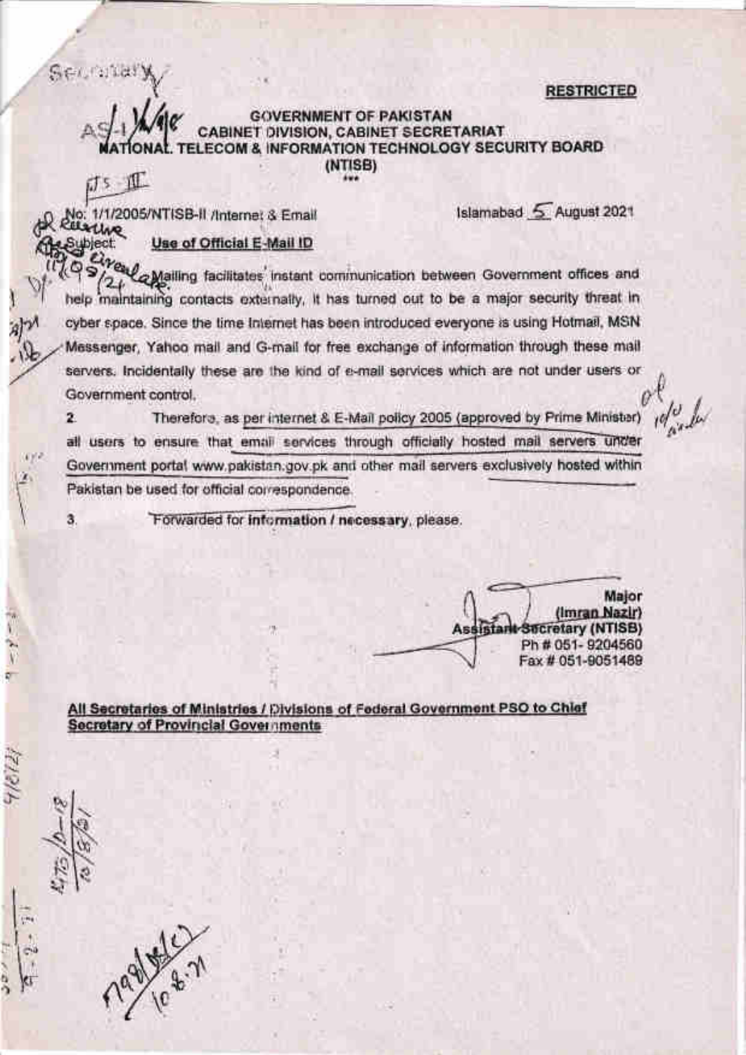**RESTRICTED**

**GOVERNMENT OF PAKISTAN**
**CABINET DIVISION, CABINET SECRETARIAT**
**NATIONAL TELECOM & INFORMATION TECHNOLOGY SECURITY BOARD**
**(NTISB)**
\*\*\*

No: 1/1/2005/NTISB-II /Internet & Email

Islamabad 5 August 2021

Subject: **Use of Official E-Mail ID**

E-Mailing facilitates instant communication between Government offices and help maintaining contacts externally, it has turned out to be a major security threat in cyber space. Since the time Internet has been introduced everyone is using Hotmail, MSN Messenger, Yahoo mail and G-mail for free exchange of information through these mail servers. Incidentally these are the kind of e-mail services which are not under users or Government control.

2. Therefore, as per internet & E-Mail policy 2005 (approved by Prime Minister) all users to ensure that email services through officially hosted mail servers under Government portal www.pakistan.gov.pk and other mail servers exclusively hosted within Pakistan be used for official correspondence.

3. Forwarded for **information / necessary**, please.

Major
(Imran Nazir)
Assistant Secretary (NTISB)
Ph # 051- 9204560
Fax # 051-9051489

**All Secretaries of Ministries / Divisions of Federal Government PSO to Chief Secretary of Provincial Governments**